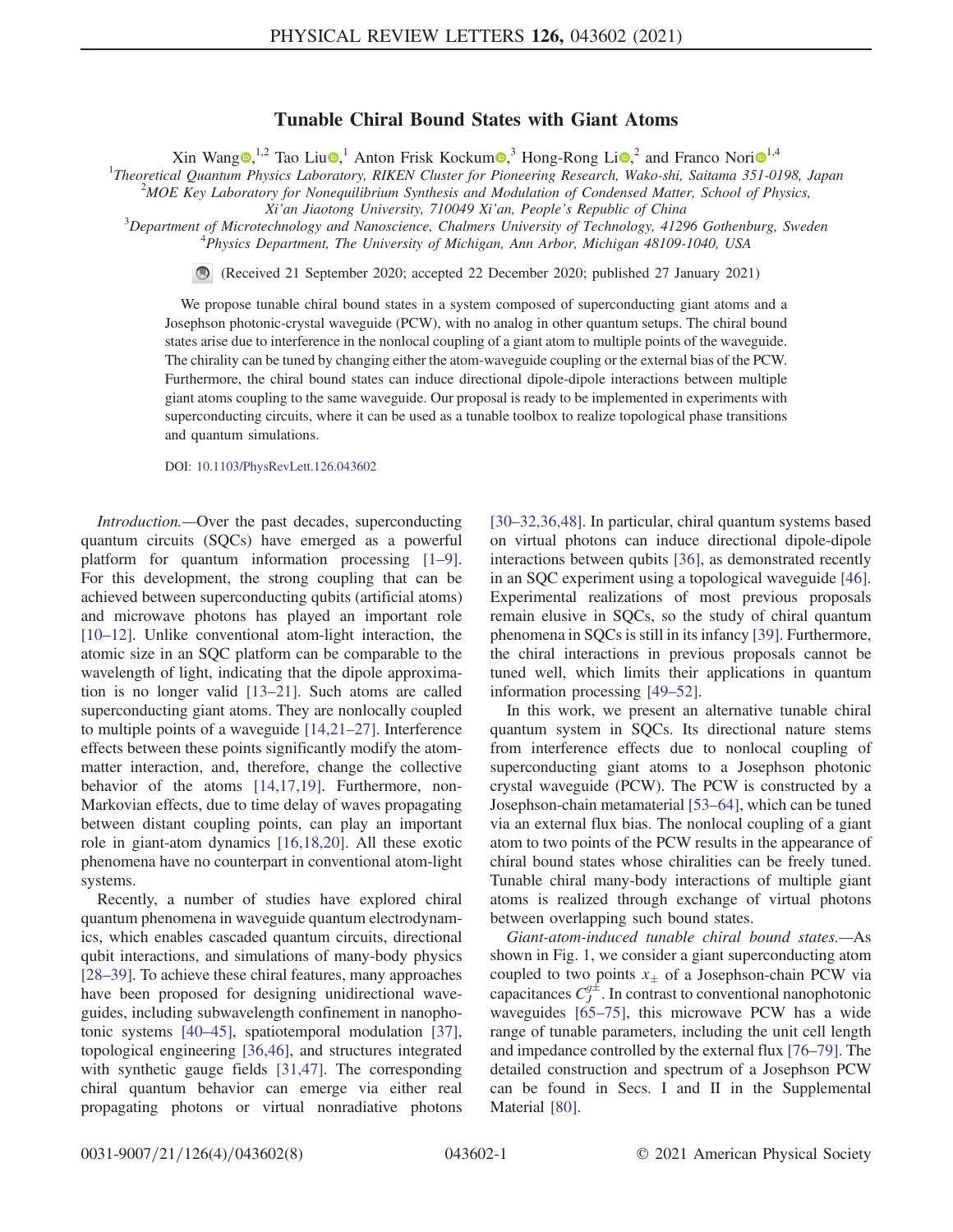# Tunable Chiral Bound States with Giant Atoms

Xin Wang,[1,2] Tao Liu,[1] Anton Frisk Kockum,[3] Hong-Rong Li,[2] and Franco Nori[1,4]

[1]*Theoretical Quantum Physics Laboratory, RIKEN Cluster for Pioneering Research, Wako-shi, Saitama 351-0198, Japan*
[2]*MOE Key Laboratory for Nonequilibrium Synthesis and Modulation of Condensed Matter, School of Physics, Xi'an Jiaotong University, 710049 Xi'an, People's Republic of China*
[3]*Department of Microtechnology and Nanoscience, Chalmers University of Technology, 41296 Gothenburg, Sweden*
[4]*Physics Department, The University of Michigan, Ann Arbor, Michigan 48109-1040, USA*

(Received 21 September 2020; accepted 22 December 2020; published 27 January 2021)

We propose tunable chiral bound states in a system composed of superconducting giant atoms and a Josephson photonic-crystal waveguide (PCW), with no analog in other quantum setups. The chiral bound states arise due to interference in the nonlocal coupling of a giant atom to multiple points of the waveguide. The chirality can be tuned by changing either the atom-waveguide coupling or the external bias of the PCW. Furthermore, the chiral bound states can induce directional dipole-dipole interactions between multiple giant atoms coupling to the same waveguide. Our proposal is ready to be implemented in experiments with superconducting circuits, where it can be used as a tunable toolbox to realize topological phase transitions and quantum simulations.

DOI: 10.1103/PhysRevLett.126.043602

*Introduction.*—Over the past decades, superconducting quantum circuits (SQCs) have emerged as a powerful platform for quantum information processing [1–9]. For this development, the strong coupling that can be achieved between superconducting qubits (artificial atoms) and microwave photons has played an important role [10–12]. Unlike conventional atom-light interaction, the atomic size in an SQC platform can be comparable to the wavelength of light, indicating that the dipole approximation is no longer valid [13–21]. Such atoms are called superconducting giant atoms. They are nonlocally coupled to multiple points of a waveguide [14,21–27]. Interference effects between these points significantly modify the atom-matter interaction, and, therefore, change the collective behavior of the atoms [14,17,19]. Furthermore, non-Markovian effects, due to time delay of waves propagating between distant coupling points, can play an important role in giant-atom dynamics [16,18,20]. All these exotic phenomena have no counterpart in conventional atom-light systems.

Recently, a number of studies have explored chiral quantum phenomena in waveguide quantum electrodynamics, which enables cascaded quantum circuits, directional qubit interactions, and simulations of many-body physics [28–39]. To achieve these chiral features, many approaches have been proposed for designing unidirectional waveguides, including subwavelength confinement in nanophotonic systems [40–45], spatiotemporal modulation [37], topological engineering [36,46], and structures integrated with synthetic gauge fields [31,47]. The corresponding chiral quantum behavior can emerge via either real propagating photons or virtual nonradiative photons [30–32,36,48]. In particular, chiral quantum systems based on virtual photons can induce directional dipole-dipole interactions between qubits [36], as demonstrated recently in an SQC experiment using a topological waveguide [46]. Experimental realizations of most previous proposals remain elusive in SQCs, so the study of chiral quantum phenomena in SQCs is still in its infancy [39]. Furthermore, the chiral interactions in previous proposals cannot be tuned well, which limits their applications in quantum information processing [49–52].

In this work, we present an alternative tunable chiral quantum system in SQCs. Its directional nature stems from interference effects due to nonlocal coupling of superconducting giant atoms to a Josephson photonic crystal waveguide (PCW). The PCW is constructed by a Josephson-chain metamaterial [53–64], which can be tuned via an external flux bias. The nonlocal coupling of a giant atom to two points of the PCW results in the appearance of chiral bound states whose chiralities can be freely tuned. Tunable chiral many-body interactions of multiple giant atoms is realized through exchange of virtual photons between overlapping such bound states.

*Giant-atom-induced tunable chiral bound states.*—As shown in Fig. 1, we consider a giant superconducting atom coupled to two points $x_\pm$ of a Josephson-chain PCW via capacitances $C_J^{g\pm}$. In contrast to conventional nanophotonic waveguides [65–75], this microwave PCW has a wide range of tunable parameters, including the unit cell length and impedance controlled by the external flux [76–79]. The detailed construction and spectrum of a Josephson PCW can be found in Secs. I and II in the Supplemental Material [80].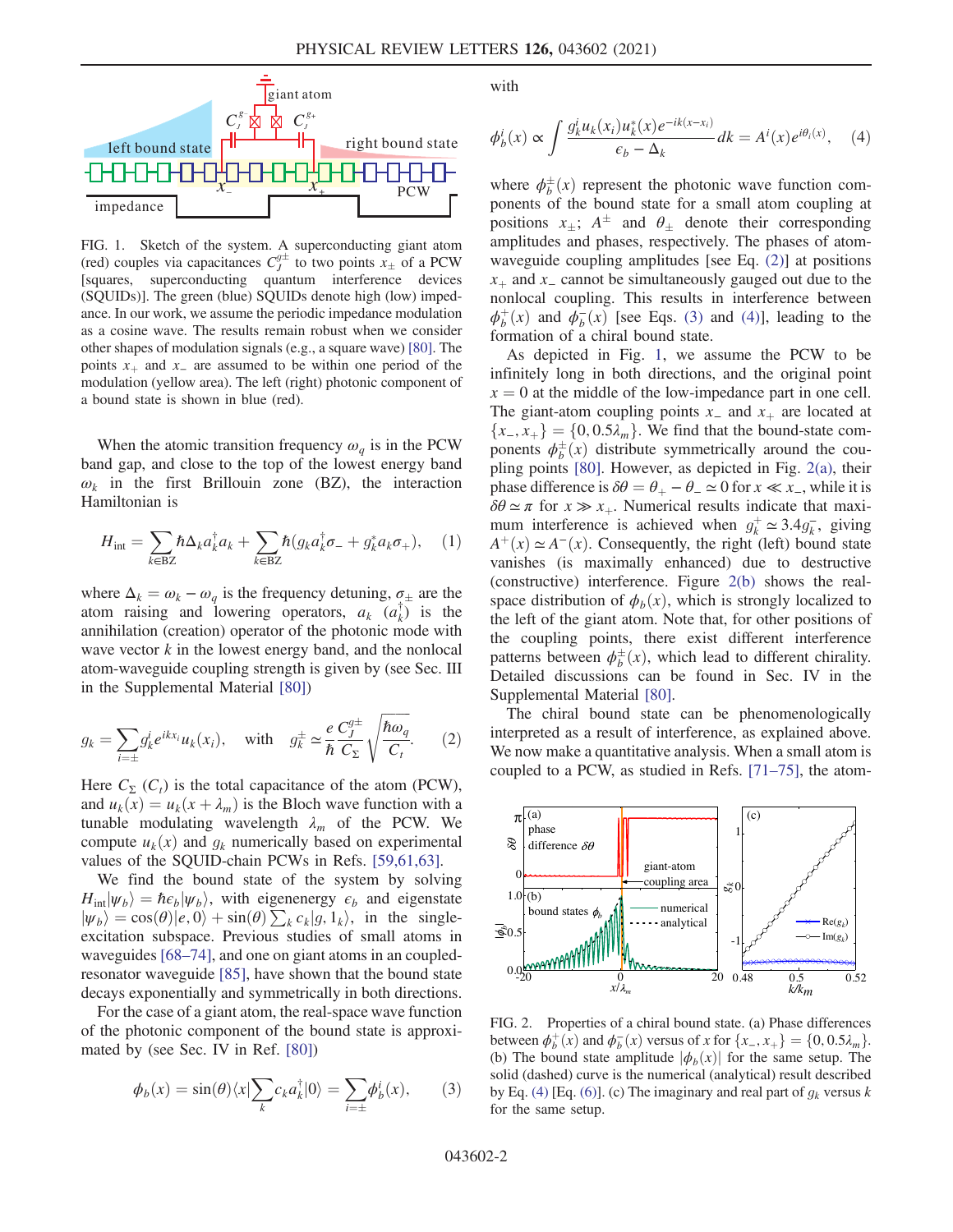FIG. 1. Sketch of the system. A superconducting giant atom (red) couples via capacitances $C_J^{g\pm}$ to two points $x_\pm$ of a PCW [squares, superconducting quantum interference devices (SQUIDs)]. The green (blue) SQUIDs denote high (low) impedance. In our work, we assume the periodic impedance modulation as a cosine wave. The results remain robust when we consider other shapes of modulation signals (e.g., a square wave) [80]. The points $x_+$ and $x_-$ are assumed to be within one period of the modulation (yellow area). The left (right) photonic component of a bound state is shown in blue (red).

When the atomic transition frequency $\omega_q$ is in the PCW band gap, and close to the top of the lowest energy band $\omega_k$ in the first Brillouin zone (BZ), the interaction Hamiltonian is

$$H_{\rm int} = \sum_{k\in{\rm BZ}} \hbar\Delta_k a_k^\dagger a_k + \sum_{k\in{\rm BZ}} \hbar(g_k a_k^\dagger \sigma_- + g_k^* a_k \sigma_+), \quad (1)$$

where $\Delta_k = \omega_k - \omega_q$ is the frequency detuning, $\sigma_\pm$ are the atom raising and lowering operators, $a_k$ ($a_k^\dagger$) is the annihilation (creation) operator of the photonic mode with wave vector $k$ in the lowest energy band, and the nonlocal atom-waveguide coupling strength is given by (see Sec. III in the Supplemental Material [80])

$$g_k = \sum_{i=\pm} g_k^i e^{ikx_i} u_k(x_i), \quad \text{with} \quad g_k^\pm \simeq \frac{e}{\hbar}\frac{C_J^{g\pm}}{C_\Sigma}\sqrt{\frac{\hbar\omega_q}{C_t}}. \quad (2)$$

Here $C_\Sigma$ ($C_t$) is the total capacitance of the atom (PCW), and $u_k(x) = u_k(x+\lambda_m)$ is the Bloch wave function with a tunable modulating wavelength $\lambda_m$ of the PCW. We compute $u_k(x)$ and $g_k$ numerically based on experimental values of the SQUID-chain PCWs in Refs. [59,61,63].

We find the bound state of the system by solving $H_{\rm int}|\psi_b\rangle = \hbar\epsilon_b|\psi_b\rangle$, with eigenenergy $\epsilon_b$ and eigenstate $|\psi_b\rangle = \cos(\theta)|e,0\rangle + \sin(\theta)\sum_k c_k|g,1_k\rangle$, in the single-excitation subspace. Previous studies of small atoms in waveguides [68–74], and one on giant atoms in an coupled-resonator waveguide [85], have shown that the bound state decays exponentially and symmetrically in both directions.

For the case of a giant atom, the real-space wave function of the photonic component of the bound state is approximated by (see Sec. IV in Ref. [80])

$$\phi_b(x) = \sin(\theta)\langle x|\sum_k c_k a_k^\dagger|0\rangle = \sum_{i=\pm}\phi_b^i(x), \quad (3)$$

with

$$\phi_b^i(x) \propto \int \frac{g_k^i u_k(x_i) u_k^*(x) e^{-ik(x-x_i)}}{\epsilon_b - \Delta_k} dk = A^i(x) e^{i\theta_i(x)}, \quad (4)$$

where $\phi_b^\pm(x)$ represent the photonic wave function components of the bound state for a small atom coupling at positions $x_\pm$; $A^\pm$ and $\theta_\pm$ denote their corresponding amplitudes and phases, respectively. The phases of atom-waveguide coupling amplitudes [see Eq. (2)] at positions $x_+$ and $x_-$ cannot be simultaneously gauged out due to the nonlocal coupling. This results in interference between $\phi_b^+(x)$ and $\phi_b^-(x)$ [see Eqs. (3) and (4)], leading to the formation of a chiral bound state.

As depicted in Fig. 1, we assume the PCW to be infinitely long in both directions, and the original point $x=0$ at the middle of the low-impedance part in one cell. The giant-atom coupling points $x_-$ and $x_+$ are located at $\{x_-, x_+\} = \{0, 0.5\lambda_m\}$. We find that the bound-state components $\phi_b^\pm(x)$ distribute symmetrically around the coupling points [80]. However, as depicted in Fig. 2(a), their phase difference is $\delta\theta = \theta_+ - \theta_- \simeq 0$ for $x \ll x_-$, while it is $\delta\theta \simeq \pi$ for $x \gg x_+$. Numerical results indicate that maximum interference is achieved when $g_k^+ \simeq 3.4 g_k^-$, giving $A^+(x) \simeq A^-(x)$. Consequently, the right (left) bound state vanishes (is maximally enhanced) due to destructive (constructive) interference. Figure 2(b) shows the real-space distribution of $\phi_b(x)$, which is strongly localized to the left of the giant atom. Note that, for other positions of the coupling points, there exist different interference patterns between $\phi_b^\pm(x)$, which lead to different chirality. Detailed discussions can be found in Sec. IV in the Supplemental Material [80].

The chiral bound state can be phenomenologically interpreted as a result of interference, as explained above. We now make a quantitative analysis. When a small atom is coupled to a PCW, as studied in Refs. [71–75], the atom-

FIG. 2. Properties of a chiral bound state. (a) Phase differences between $\phi_b^+(x)$ and $\phi_b^-(x)$ versus of $x$ for $\{x_-, x_+\} = \{0, 0.5\lambda_m\}$. (b) The bound state amplitude $|\phi_b(x)|$ for the same setup. The solid (dashed) curve is the numerical (analytical) result described by Eq. (4) [Eq. (6)]. (c) The imaginary and real part of $g_k$ versus $k$ for the same setup.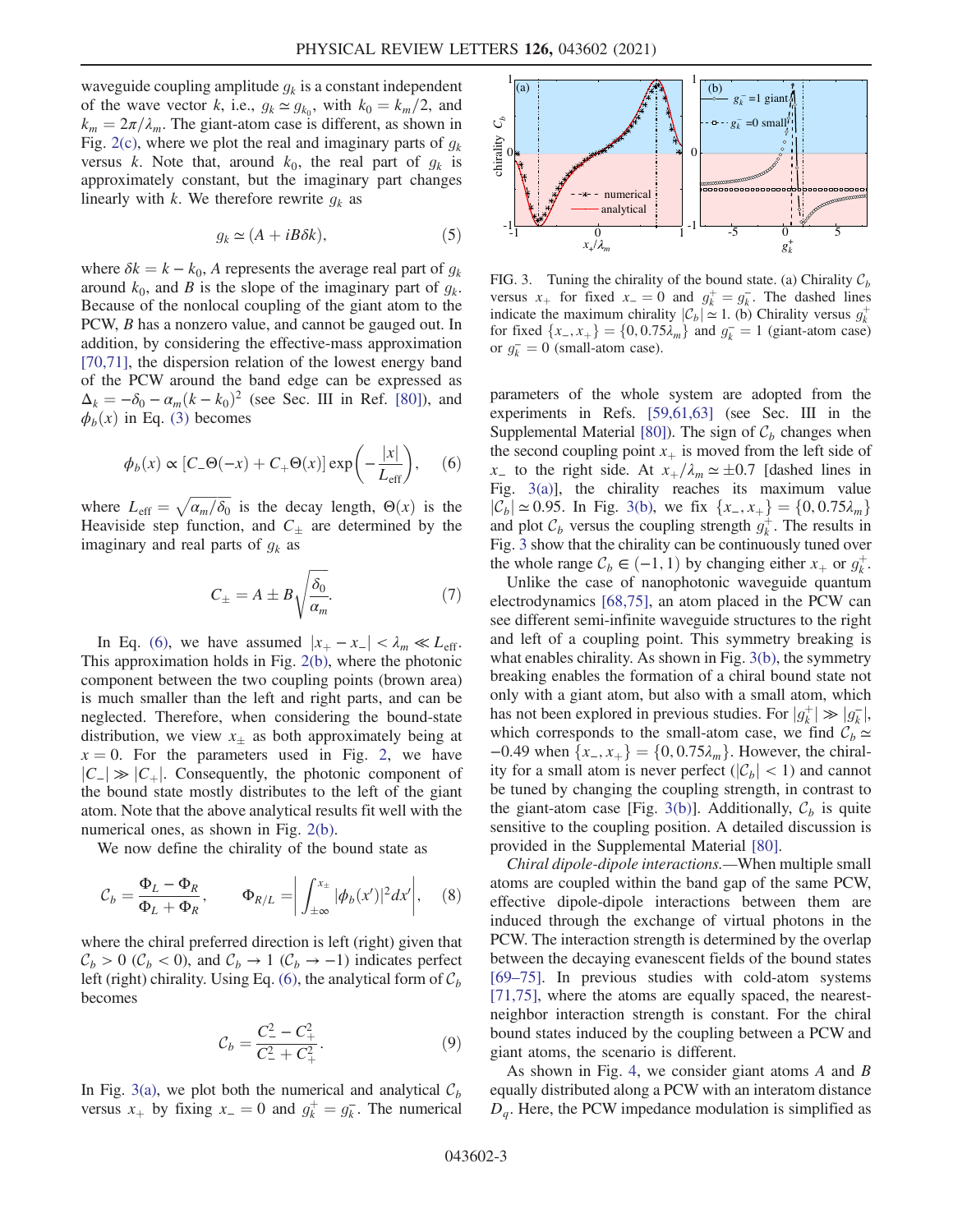waveguide coupling amplitude $g_k$ is a constant independent of the wave vector $k$, i.e., $g_k \simeq g_{k_0}$, with $k_0 = k_m/2$, and $k_m = 2\pi/\lambda_m$. The giant-atom case is different, as shown in Fig. 2(c), where we plot the real and imaginary parts of $g_k$ versus $k$. Note that, around $k_0$, the real part of $g_k$ is approximately constant, but the imaginary part changes linearly with $k$. We therefore rewrite $g_k$ as

$$g_k \simeq (A + iB\delta k), \tag{5}$$

where $\delta k = k - k_0$, $A$ represents the average real part of $g_k$ around $k_0$, and $B$ is the slope of the imaginary part of $g_k$. Because of the nonlocal coupling of the giant atom to the PCW, $B$ has a nonzero value, and cannot be gauged out. In addition, by considering the effective-mass approximation [70,71], the dispersion relation of the lowest energy band of the PCW around the band edge can be expressed as $\Delta_k = -\delta_0 - \alpha_m (k - k_0)^2$ (see Sec. III in Ref. [80]), and $\phi_b(x)$ in Eq. (3) becomes

$$\phi_b(x) \propto [C_- \Theta(-x) + C_+ \Theta(x)] \exp\left(-\frac{|x|}{L_{\text{eff}}}\right), \tag{6}$$

where $L_{\text{eff}} = \sqrt{\alpha_m/\delta_0}$ is the decay length, $\Theta(x)$ is the Heaviside step function, and $C_\pm$ are determined by the imaginary and real parts of $g_k$ as

$$C_\pm = A \pm B\sqrt{\frac{\delta_0}{\alpha_m}}. \tag{7}$$

In Eq. (6), we have assumed $|x_+ - x_-| < \lambda_m \ll L_{\text{eff}}$. This approximation holds in Fig. 2(b), where the photonic component between the two coupling points (brown area) is much smaller than the left and right parts, and can be neglected. Therefore, when considering the bound-state distribution, we view $x_\pm$ as both approximately being at $x = 0$. For the parameters used in Fig. 2, we have $|C_-| \gg |C_+|$. Consequently, the photonic component of the bound state mostly distributes to the left of the giant atom. Note that the above analytical results fit well with the numerical ones, as shown in Fig. 2(b).

We now define the chirality of the bound state as

$$\mathcal{C}_b = \frac{\Phi_L - \Phi_R}{\Phi_L + \Phi_R}, \qquad \Phi_{R/L} = \left| \int_{\pm\infty}^{x_\pm} |\phi_b(x')|^2 dx' \right|, \tag{8}$$

where the chiral preferred direction is left (right) given that $\mathcal{C}_b > 0$ ($\mathcal{C}_b < 0$), and $\mathcal{C}_b \to 1$ ($\mathcal{C}_b \to -1$) indicates perfect left (right) chirality. Using Eq. (6), the analytical form of $\mathcal{C}_b$ becomes

$$\mathcal{C}_b = \frac{C_-^2 - C_+^2}{C_-^2 + C_+^2}. \tag{9}$$

In Fig. 3(a), we plot both the numerical and analytical $\mathcal{C}_b$ versus $x_+$ by fixing $x_- = 0$ and $g_k^+ = g_k^-$. The numerical parameters of the whole system are adopted from the experiments in Refs. [59,61,63] (see Sec. III in the Supplemental Material [80]). The sign of $\mathcal{C}_b$ changes when the second coupling point $x_+$ is moved from the left side of $x_-$ to the right side. At $x_+/\lambda_m \simeq \pm 0.7$ [dashed lines in Fig. 3(a)], the chirality reaches its maximum value $|\mathcal{C}_b| \simeq 0.95$. In Fig. 3(b), we fix $\{x_-, x_+\} = \{0, 0.75\lambda_m\}$ and plot $\mathcal{C}_b$ versus the coupling strength $g_k^+$. The results in Fig. 3 show that the chirality can be continuously tuned over the whole range $\mathcal{C}_b \in (-1, 1)$ by changing either $x_+$ or $g_k^+$.

FIG. 3. Tuning the chirality of the bound state. (a) Chirality $\mathcal{C}_b$ versus $x_+$ for fixed $x_- = 0$ and $g_k^+ = g_k^-$. The dashed lines indicate the maximum chirality $|\mathcal{C}_b| \simeq 1$. (b) Chirality versus $g_k^+$ for fixed $\{x_-, x_+\} = \{0, 0.75\lambda_m\}$ and $g_k^- = 1$ (giant-atom case) or $g_k^- = 0$ (small-atom case).

Unlike the case of nanophotonic waveguide quantum electrodynamics [68,75], an atom placed in the PCW can see different semi-infinite waveguide structures to the right and left of a coupling point. This symmetry breaking is what enables chirality. As shown in Fig. 3(b), the symmetry breaking enables the formation of a chiral bound state not only with a giant atom, but also with a small atom, which has not been explored in previous studies. For $|g_k^+| \gg |g_k^-|$, which corresponds to the small-atom case, we find $\mathcal{C}_b \simeq -0.49$ when $\{x_-, x_+\} = \{0, 0.75\lambda_m\}$. However, the chirality for a small atom is never perfect ($|\mathcal{C}_b| < 1$) and cannot be tuned by changing the coupling strength, in contrast to the giant-atom case [Fig. 3(b)]. Additionally, $\mathcal{C}_b$ is quite sensitive to the coupling position. A detailed discussion is provided in the Supplemental Material [80].

*Chiral dipole-dipole interactions.*—When multiple small atoms are coupled within the band gap of the same PCW, effective dipole-dipole interactions between them are induced through the exchange of virtual photons in the PCW. The interaction strength is determined by the overlap between the decaying evanescent fields of the bound states [69–75]. In previous studies with cold-atom systems [71,75], where the atoms are equally spaced, the nearest-neighbor interaction strength is constant. For the chiral bound states induced by the coupling between a PCW and giant atoms, the scenario is different.

As shown in Fig. 4, we consider giant atoms $A$ and $B$ equally distributed along a PCW with an interatom distance $D_q$. Here, the PCW impedance modulation is simplified as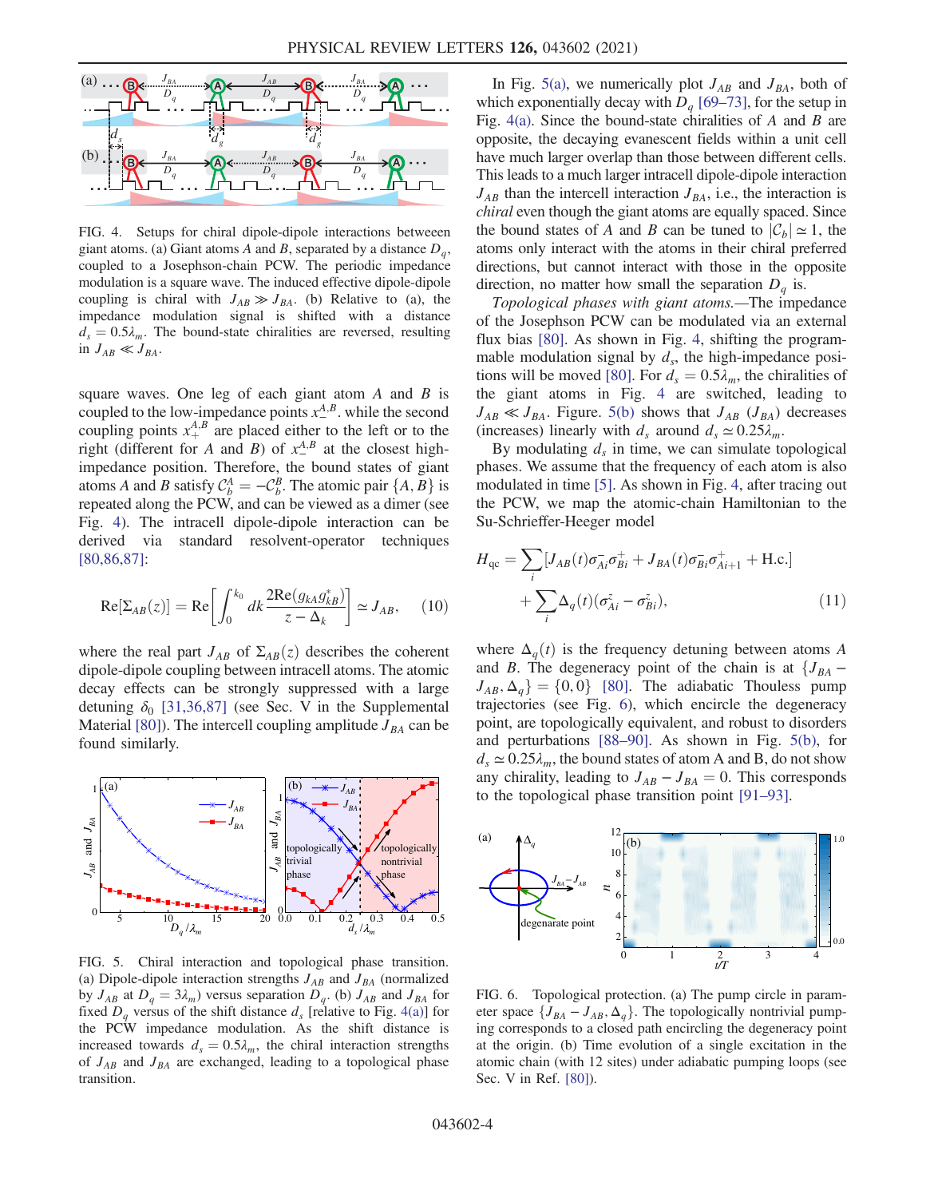FIG. 4. Setups for chiral dipole-dipole interactions between giant atoms. (a) Giant atoms $A$ and $B$, separated by a distance $D_q$, coupled to a Josephson-chain PCW. The periodic impedance modulation is a square wave. The induced effective dipole-dipole coupling is chiral with $J_{AB} \gg J_{BA}$. (b) Relative to (a), the impedance modulation signal is shifted with a distance $d_s = 0.5\lambda_m$. The bound-state chiralities are reversed, resulting in $J_{AB} \ll J_{BA}$.

square waves. One leg of each giant atom $A$ and $B$ is coupled to the low-impedance points $x_-^{A,B}$, while the second coupling points $x_+^{A,B}$ are placed either to the left or to the right (different for $A$ and $B$) of $x_-^{A,B}$ at the closest high-impedance position. Therefore, the bound states of giant atoms $A$ and $B$ satisfy $\mathcal{C}_b^A = -\mathcal{C}_b^B$. The atomic pair $\{A, B\}$ is repeated along the PCW, and can be viewed as a dimer (see Fig. 4). The intracell dipole-dipole interaction can be derived via standard resolvent-operator techniques [80,86,87]:

$$
\mathrm{Re}[\Sigma_{AB}(z)] = \mathrm{Re}\left[\int_0^{k_0} dk \frac{2\mathrm{Re}(g_{kA}g_{kB}^*)}{z - \Delta_k}\right] \simeq J_{AB}, \quad (10)
$$

where the real part $J_{AB}$ of $\Sigma_{AB}(z)$ describes the coherent dipole-dipole coupling between intracell atoms. The atomic decay effects can be strongly suppressed with a large detuning $\delta_0$ [31,36,87] (see Sec. V in the Supplemental Material [80]). The intercell coupling amplitude $J_{BA}$ can be found similarly.

FIG. 5. Chiral interaction and topological phase transition. (a) Dipole-dipole interaction strengths $J_{AB}$ and $J_{BA}$ (normalized by $J_{AB}$ at $D_q = 3\lambda_m$) versus separation $D_q$. (b) $J_{AB}$ and $J_{BA}$ for fixed $D_q$ versus of the shift distance $d_s$ [relative to Fig. 4(a)] for the PCW impedance modulation. As the shift distance is increased towards $d_s = 0.5\lambda_m$, the chiral interaction strengths of $J_{AB}$ and $J_{BA}$ are exchanged, leading to a topological phase transition.

In Fig. 5(a), we numerically plot $J_{AB}$ and $J_{BA}$, both of which exponentially decay with $D_q$ [69–73], for the setup in Fig. 4(a). Since the bound-state chiralities of $A$ and $B$ are opposite, the decaying evanescent fields within a unit cell have much larger overlap than those between different cells. This leads to a much larger intracell dipole-dipole interaction $J_{AB}$ than the intercell interaction $J_{BA}$, i.e., the interaction is *chiral* even though the giant atoms are equally spaced. Since the bound states of $A$ and $B$ can be tuned to $|\mathcal{C}_b| \simeq 1$, the atoms only interact with the atoms in their chiral preferred directions, but cannot interact with those in the opposite direction, no matter how small the separation $D_q$ is.

*Topological phases with giant atoms.*—The impedance of the Josephson PCW can be modulated via an external flux bias [80]. As shown in Fig. 4, shifting the programmable modulation signal by $d_s$, the high-impedance positions will be moved [80]. For $d_s = 0.5\lambda_m$, the chiralities of the giant atoms in Fig. 4 are switched, leading to $J_{AB} \ll J_{BA}$. Figure. 5(b) shows that $J_{AB}$ ($J_{BA}$) decreases (increases) linearly with $d_s$ around $d_s \simeq 0.25\lambda_m$.

By modulating $d_s$ in time, we can simulate topological phases. We assume that the frequency of each atom is also modulated in time [5]. As shown in Fig. 4, after tracing out the PCW, we map the atomic-chain Hamiltonian to the Su-Schrieffer-Heeger model

$$
H_{\mathrm{qc}} = \sum_i [J_{AB}(t)\sigma_{Ai}^- \sigma_{Bi}^+ + J_{BA}(t)\sigma_{Bi}^- \sigma_{Ai+1}^+ + \mathrm{H.c.}] + \sum_i \Delta_q(t)(\sigma_{Ai}^z - \sigma_{Bi}^z), \quad (11)
$$

where $\Delta_q(t)$ is the frequency detuning between atoms $A$ and $B$. The degeneracy point of the chain is at $\{J_{BA} - J_{AB}, \Delta_q\} = \{0, 0\}$ [80]. The adiabatic Thouless pump trajectories (see Fig. 6), which encircle the degeneracy point, are topologically equivalent, and robust to disorders and perturbations [88–90]. As shown in Fig. 5(b), for $d_s \simeq 0.25\lambda_m$, the bound states of atom A and B, do not show any chirality, leading to $J_{AB} - J_{BA} = 0$. This corresponds to the topological phase transition point [91–93].

FIG. 6. Topological protection. (a) The pump circle in parameter space $\{J_{BA} - J_{AB}, \Delta_q\}$. The topologically nontrivial pumping corresponds to a closed path encircling the degeneracy point at the origin. (b) Time evolution of a single excitation in the atomic chain (with 12 sites) under adiabatic pumping loops (see Sec. V in Ref. [80]).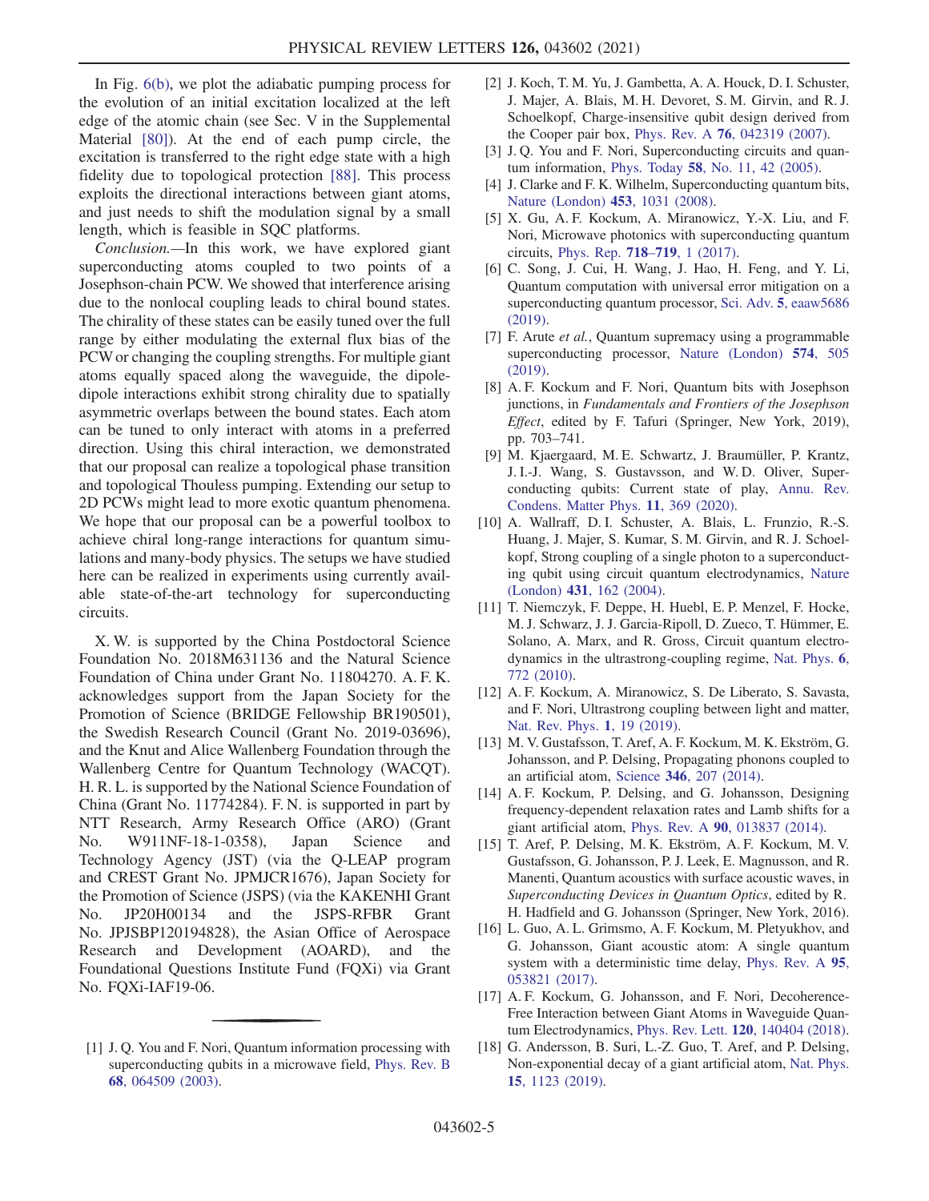In Fig. 6(b), we plot the adiabatic pumping process for the evolution of an initial excitation localized at the left edge of the atomic chain (see Sec. V in the Supplemental Material [80]). At the end of each pump circle, the excitation is transferred to the right edge state with a high fidelity due to topological protection [88]. This process exploits the directional interactions between giant atoms, and just needs to shift the modulation signal by a small length, which is feasible in SQC platforms.

*Conclusion.*—In this work, we have explored giant superconducting atoms coupled to two points of a Josephson-chain PCW. We showed that interference arising due to the nonlocal coupling leads to chiral bound states. The chirality of these states can be easily tuned over the full range by either modulating the external flux bias of the PCW or changing the coupling strengths. For multiple giant atoms equally spaced along the waveguide, the dipole-dipole interactions exhibit strong chirality due to spatially asymmetric overlaps between the bound states. Each atom can be tuned to only interact with atoms in a preferred direction. Using this chiral interaction, we demonstrated that our proposal can realize a topological phase transition and topological Thouless pumping. Extending our setup to 2D PCWs might lead to more exotic quantum phenomena. We hope that our proposal can be a powerful toolbox to achieve chiral long-range interactions for quantum simulations and many-body physics. The setups we have studied here can be realized in experiments using currently available state-of-the-art technology for superconducting circuits.

X. W. is supported by the China Postdoctoral Science Foundation No. 2018M631136 and the Natural Science Foundation of China under Grant No. 11804270. A. F. K. acknowledges support from the Japan Society for the Promotion of Science (BRIDGE Fellowship BR190501), the Swedish Research Council (Grant No. 2019-03696), and the Knut and Alice Wallenberg Foundation through the Wallenberg Centre for Quantum Technology (WACQT). H. R. L. is supported by the National Science Foundation of China (Grant No. 11774284). F. N. is supported in part by NTT Research, Army Research Office (ARO) (Grant No. W911NF-18-1-0358), Japan Science and Technology Agency (JST) (via the Q-LEAP program and CREST Grant No. JPMJCR1676), Japan Society for the Promotion of Science (JSPS) (via the KAKENHI Grant No. JP20H00134 and the JSPS-RFBR Grant No. JPJSBP120194828), the Asian Office of Aerospace Research and Development (AOARD), and the Foundational Questions Institute Fund (FQXi) via Grant No. FQXi-IAF19-06.

---

[1] J. Q. You and F. Nori, Quantum information processing with superconducting qubits in a microwave field, Phys. Rev. B **68**, 064509 (2003).

[2] J. Koch, T. M. Yu, J. Gambetta, A. A. Houck, D. I. Schuster, J. Majer, A. Blais, M. H. Devoret, S. M. Girvin, and R. J. Schoelkopf, Charge-insensitive qubit design derived from the Cooper pair box, Phys. Rev. A **76**, 042319 (2007).

[3] J. Q. You and F. Nori, Superconducting circuits and quantum information, Phys. Today **58**, No. 11, 42 (2005).

[4] J. Clarke and F. K. Wilhelm, Superconducting quantum bits, Nature (London) **453**, 1031 (2008).

[5] X. Gu, A. F. Kockum, A. Miranowicz, Y.-X. Liu, and F. Nori, Microwave photonics with superconducting quantum circuits, Phys. Rep. **718–719**, 1 (2017).

[6] C. Song, J. Cui, H. Wang, J. Hao, H. Feng, and Y. Li, Quantum computation with universal error mitigation on a superconducting quantum processor, Sci. Adv. **5**, eaaw5686 (2019).

[7] F. Arute *et al.*, Quantum supremacy using a programmable superconducting processor, Nature (London) **574**, 505 (2019).

[8] A. F. Kockum and F. Nori, Quantum bits with Josephson junctions, in *Fundamentals and Frontiers of the Josephson Effect*, edited by F. Tafuri (Springer, New York, 2019), pp. 703–741.

[9] M. Kjaergaard, M. E. Schwartz, J. Braumüller, P. Krantz, J. I.-J. Wang, S. Gustavsson, and W. D. Oliver, Superconducting qubits: Current state of play, Annu. Rev. Condens. Matter Phys. **11**, 369 (2020).

[10] A. Wallraff, D. I. Schuster, A. Blais, L. Frunzio, R.-S. Huang, J. Majer, S. Kumar, S. M. Girvin, and R. J. Schoelkopf, Strong coupling of a single photon to a superconducting qubit using circuit quantum electrodynamics, Nature (London) **431**, 162 (2004).

[11] T. Niemczyk, F. Deppe, H. Huebl, E. P. Menzel, F. Hocke, M. J. Schwarz, J. J. Garcia-Ripoll, D. Zueco, T. Hümmer, E. Solano, A. Marx, and R. Gross, Circuit quantum electrodynamics in the ultrastrong-coupling regime, Nat. Phys. **6**, 772 (2010).

[12] A. F. Kockum, A. Miranowicz, S. De Liberato, S. Savasta, and F. Nori, Ultrastrong coupling between light and matter, Nat. Rev. Phys. **1**, 19 (2019).

[13] M. V. Gustafsson, T. Aref, A. F. Kockum, M. K. Ekström, G. Johansson, and P. Delsing, Propagating phonons coupled to an artificial atom, Science **346**, 207 (2014).

[14] A. F. Kockum, P. Delsing, and G. Johansson, Designing frequency-dependent relaxation rates and Lamb shifts for a giant artificial atom, Phys. Rev. A **90**, 013837 (2014).

[15] T. Aref, P. Delsing, M. K. Ekström, A. F. Kockum, M. V. Gustafsson, G. Johansson, P. J. Leek, E. Magnusson, and R. Manenti, Quantum acoustics with surface acoustic waves, in *Superconducting Devices in Quantum Optics*, edited by R. H. Hadfield and G. Johansson (Springer, New York, 2016).

[16] L. Guo, A. L. Grimsmo, A. F. Kockum, M. Pletyukhov, and G. Johansson, Giant acoustic atom: A single quantum system with a deterministic time delay, Phys. Rev. A **95**, 053821 (2017).

[17] A. F. Kockum, G. Johansson, and F. Nori, Decoherence-Free Interaction between Giant Atoms in Waveguide Quantum Electrodynamics, Phys. Rev. Lett. **120**, 140404 (2018).

[18] G. Andersson, B. Suri, L.-Z. Guo, T. Aref, and P. Delsing, Non-exponential decay of a giant artificial atom, Nat. Phys. **15**, 1123 (2019).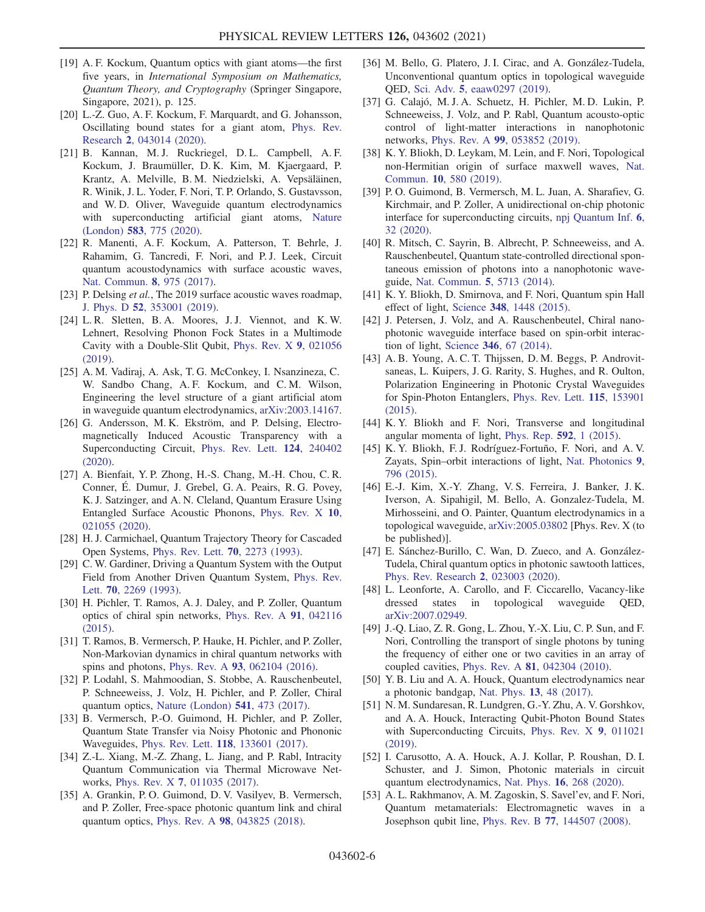[19] A. F. Kockum, Quantum optics with giant atoms—the first five years, in *International Symposium on Mathematics, Quantum Theory, and Cryptography* (Springer Singapore, Singapore, 2021), p. 125.

[20] L.-Z. Guo, A. F. Kockum, F. Marquardt, and G. Johansson, Oscillating bound states for a giant atom, Phys. Rev. Research **2**, 043014 (2020).

[21] B. Kannan, M. J. Ruckriegel, D. L. Campbell, A. F. Kockum, J. Braumüller, D. K. Kim, M. Kjaergaard, P. Krantz, A. Melville, B. M. Niedzielski, A. Vepsäläinen, R. Winik, J. L. Yoder, F. Nori, T. P. Orlando, S. Gustavsson, and W. D. Oliver, Waveguide quantum electrodynamics with superconducting artificial giant atoms, Nature (London) **583**, 775 (2020).

[22] R. Manenti, A. F. Kockum, A. Patterson, T. Behrle, J. Rahamim, G. Tancredi, F. Nori, and P. J. Leek, Circuit quantum acoustodynamics with surface acoustic waves, Nat. Commun. **8**, 975 (2017).

[23] P. Delsing *et al.*, The 2019 surface acoustic waves roadmap, J. Phys. D **52**, 353001 (2019).

[24] L. R. Sletten, B. A. Moores, J. J. Viennot, and K. W. Lehnert, Resolving Phonon Fock States in a Multimode Cavity with a Double-Slit Qubit, Phys. Rev. X **9**, 021056 (2019).

[25] A. M. Vadiraj, A. Ask, T. G. McConkey, I. Nsanzineza, C. W. Sandbo Chang, A. F. Kockum, and C. M. Wilson, Engineering the level structure of a giant artificial atom in waveguide quantum electrodynamics, arXiv:2003.14167.

[26] G. Andersson, M. K. Ekström, and P. Delsing, Electromagnetically Induced Acoustic Transparency with a Superconducting Circuit, Phys. Rev. Lett. **124**, 240402 (2020).

[27] A. Bienfait, Y. P. Zhong, H.-S. Chang, M.-H. Chou, C. R. Conner, É. Dumur, J. Grebel, G. A. Peairs, R. G. Povey, K. J. Satzinger, and A. N. Cleland, Quantum Erasure Using Entangled Surface Acoustic Phonons, Phys. Rev. X **10**, 021055 (2020).

[28] H. J. Carmichael, Quantum Trajectory Theory for Cascaded Open Systems, Phys. Rev. Lett. **70**, 2273 (1993).

[29] C. W. Gardiner, Driving a Quantum System with the Output Field from Another Driven Quantum System, Phys. Rev. Lett. **70**, 2269 (1993).

[30] H. Pichler, T. Ramos, A. J. Daley, and P. Zoller, Quantum optics of chiral spin networks, Phys. Rev. A **91**, 042116 (2015).

[31] T. Ramos, B. Vermersch, P. Hauke, H. Pichler, and P. Zoller, Non-Markovian dynamics in chiral quantum networks with spins and photons, Phys. Rev. A **93**, 062104 (2016).

[32] P. Lodahl, S. Mahmoodian, S. Stobbe, A. Rauschenbeutel, P. Schneeweiss, J. Volz, H. Pichler, and P. Zoller, Chiral quantum optics, Nature (London) **541**, 473 (2017).

[33] B. Vermersch, P.-O. Guimond, H. Pichler, and P. Zoller, Quantum State Transfer via Noisy Photonic and Phononic Waveguides, Phys. Rev. Lett. **118**, 133601 (2017).

[34] Z.-L. Xiang, M.-Z. Zhang, L. Jiang, and P. Rabl, Intracity Quantum Communication via Thermal Microwave Networks, Phys. Rev. X **7**, 011035 (2017).

[35] A. Grankin, P. O. Guimond, D. V. Vasilyev, B. Vermersch, and P. Zoller, Free-space photonic quantum link and chiral quantum optics, Phys. Rev. A **98**, 043825 (2018).

[36] M. Bello, G. Platero, J. I. Cirac, and A. González-Tudela, Unconventional quantum optics in topological waveguide QED, Sci. Adv. **5**, eaaw0297 (2019).

[37] G. Calajó, M. J. A. Schuetz, H. Pichler, M. D. Lukin, P. Schneeweiss, J. Volz, and P. Rabl, Quantum acousto-optic control of light-matter interactions in nanophotonic networks, Phys. Rev. A **99**, 053852 (2019).

[38] K. Y. Bliokh, D. Leykam, M. Lein, and F. Nori, Topological non-Hermitian origin of surface maxwell waves, Nat. Commun. **10**, 580 (2019).

[39] P. O. Guimond, B. Vermersch, M. L. Juan, A. Sharafiev, G. Kirchmair, and P. Zoller, A unidirectional on-chip photonic interface for superconducting circuits, npj Quantum Inf. **6**, 32 (2020).

[40] R. Mitsch, C. Sayrin, B. Albrecht, P. Schneeweiss, and A. Rauschenbeutel, Quantum state-controlled directional spontaneous emission of photons into a nanophotonic waveguide, Nat. Commun. **5**, 5713 (2014).

[41] K. Y. Bliokh, D. Smirnova, and F. Nori, Quantum spin Hall effect of light, Science **348**, 1448 (2015).

[42] J. Petersen, J. Volz, and A. Rauschenbeutel, Chiral nanophotonic waveguide interface based on spin-orbit interaction of light, Science **346**, 67 (2014).

[43] A. B. Young, A. C. T. Thijssen, D. M. Beggs, P. Androvitsaneas, L. Kuipers, J. G. Rarity, S. Hughes, and R. Oulton, Polarization Engineering in Photonic Crystal Waveguides for Spin-Photon Entanglers, Phys. Rev. Lett. **115**, 153901 (2015).

[44] K. Y. Bliokh and F. Nori, Transverse and longitudinal angular momenta of light, Phys. Rep. **592**, 1 (2015).

[45] K. Y. Bliokh, F. J. Rodríguez-Fortuño, F. Nori, and A. V. Zayats, Spin–orbit interactions of light, Nat. Photonics **9**, 796 (2015).

[46] E.-J. Kim, X.-Y. Zhang, V. S. Ferreira, J. Banker, J. K. Iverson, A. Sipahigil, M. Bello, A. Gonzalez-Tudela, M. Mirhosseini, and O. Painter, Quantum electrodynamics in a topological waveguide, arXiv:2005.03802 [Phys. Rev. X (to be published)].

[47] E. Sánchez-Burillo, C. Wan, D. Zueco, and A. González-Tudela, Chiral quantum optics in photonic sawtooth lattices, Phys. Rev. Research **2**, 023003 (2020).

[48] L. Leonforte, A. Carollo, and F. Ciccarello, Vacancy-like dressed states in topological waveguide QED, arXiv:2007.02949.

[49] J.-Q. Liao, Z. R. Gong, L. Zhou, Y.-X. Liu, C. P. Sun, and F. Nori, Controlling the transport of single photons by tuning the frequency of either one or two cavities in an array of coupled cavities, Phys. Rev. A **81**, 042304 (2010).

[50] Y. B. Liu and A. A. Houck, Quantum electrodynamics near a photonic bandgap, Nat. Phys. **13**, 48 (2017).

[51] N. M. Sundaresan, R. Lundgren, G.-Y. Zhu, A. V. Gorshkov, and A. A. Houck, Interacting Qubit-Photon Bound States with Superconducting Circuits, Phys. Rev. X **9**, 011021 (2019).

[52] I. Carusotto, A. A. Houck, A. J. Kollar, P. Roushan, D. I. Schuster, and J. Simon, Photonic materials in circuit quantum electrodynamics, Nat. Phys. **16**, 268 (2020).

[53] A. L. Rakhmanov, A. M. Zagoskin, S. Savel'ev, and F. Nori, Quantum metamaterials: Electromagnetic waves in a Josephson qubit line, Phys. Rev. B **77**, 144507 (2008).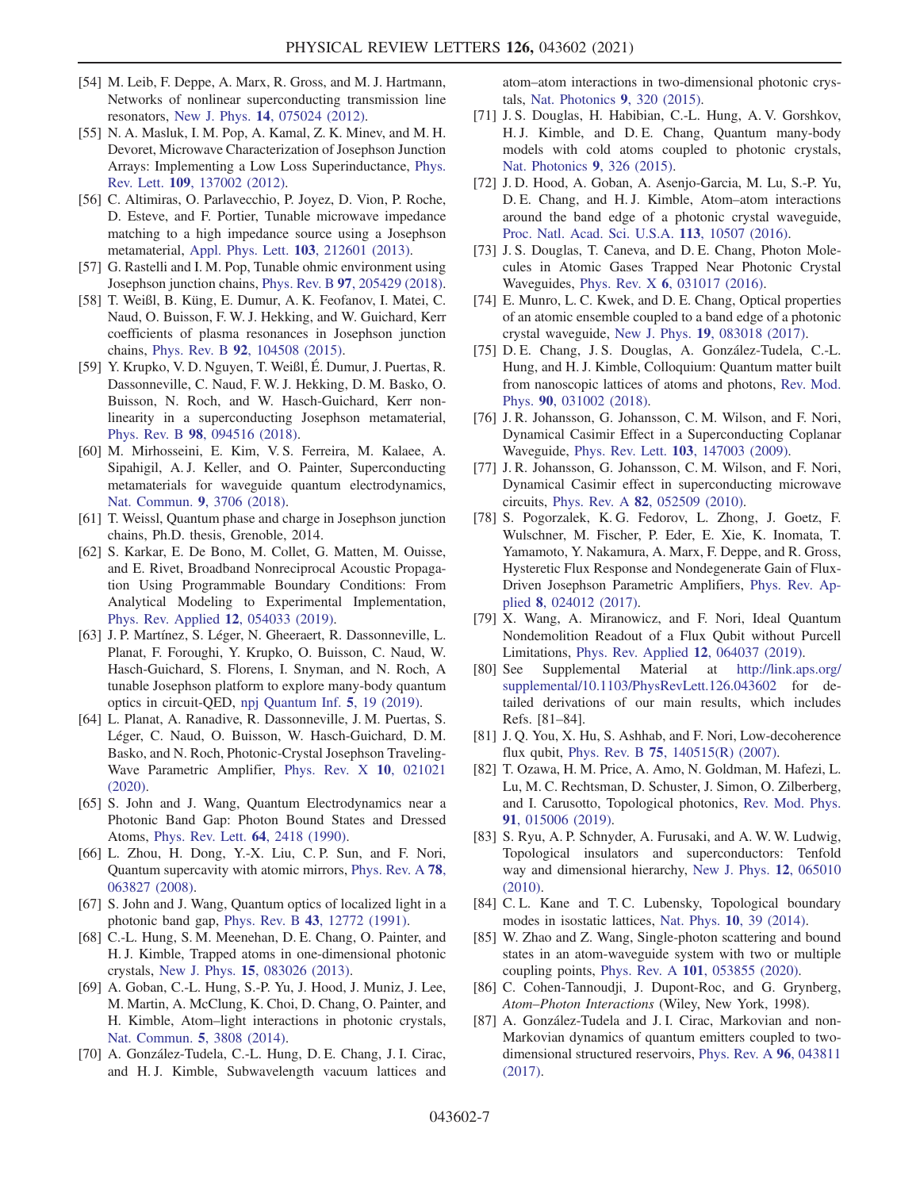[54] M. Leib, F. Deppe, A. Marx, R. Gross, and M. J. Hartmann, Networks of nonlinear superconducting transmission line resonators, New J. Phys. **14**, 075024 (2012).

[55] N. A. Masluk, I. M. Pop, A. Kamal, Z. K. Minev, and M. H. Devoret, Microwave Characterization of Josephson Junction Arrays: Implementing a Low Loss Superinductance, Phys. Rev. Lett. **109**, 137002 (2012).

[56] C. Altimiras, O. Parlavecchio, P. Joyez, D. Vion, P. Roche, D. Esteve, and F. Portier, Tunable microwave impedance matching to a high impedance source using a Josephson metamaterial, Appl. Phys. Lett. **103**, 212601 (2013).

[57] G. Rastelli and I. M. Pop, Tunable ohmic environment using Josephson junction chains, Phys. Rev. B **97**, 205429 (2018).

[58] T. Weißl, B. Küng, E. Dumur, A. K. Feofanov, I. Matei, C. Naud, O. Buisson, F. W. J. Hekking, and W. Guichard, Kerr coefficients of plasma resonances in Josephson junction chains, Phys. Rev. B **92**, 104508 (2015).

[59] Y. Krupko, V. D. Nguyen, T. Weißl, É. Dumur, J. Puertas, R. Dassonneville, C. Naud, F. W. J. Hekking, D. M. Basko, O. Buisson, N. Roch, and W. Hasch-Guichard, Kerr nonlinearity in a superconducting Josephson metamaterial, Phys. Rev. B **98**, 094516 (2018).

[60] M. Mirhosseini, E. Kim, V. S. Ferreira, M. Kalaee, A. Sipahigil, A. J. Keller, and O. Painter, Superconducting metamaterials for waveguide quantum electrodynamics, Nat. Commun. **9**, 3706 (2018).

[61] T. Weissl, Quantum phase and charge in Josephson junction chains, Ph.D. thesis, Grenoble, 2014.

[62] S. Karkar, E. De Bono, M. Collet, G. Matten, M. Ouisse, and E. Rivet, Broadband Nonreciprocal Acoustic Propagation Using Programmable Boundary Conditions: From Analytical Modeling to Experimental Implementation, Phys. Rev. Applied **12**, 054033 (2019).

[63] J. P. Martínez, S. Léger, N. Gheeraert, R. Dassonneville, L. Planat, F. Foroughi, Y. Krupko, O. Buisson, C. Naud, W. Hasch-Guichard, S. Florens, I. Snyman, and N. Roch, A tunable Josephson platform to explore many-body quantum optics in circuit-QED, npj Quantum Inf. **5**, 19 (2019).

[64] L. Planat, A. Ranadive, R. Dassonneville, J. M. Puertas, S. Léger, C. Naud, O. Buisson, W. Hasch-Guichard, D. M. Basko, and N. Roch, Photonic-Crystal Josephson Traveling-Wave Parametric Amplifier, Phys. Rev. X **10**, 021021 (2020).

[65] S. John and J. Wang, Quantum Electrodynamics near a Photonic Band Gap: Photon Bound States and Dressed Atoms, Phys. Rev. Lett. **64**, 2418 (1990).

[66] L. Zhou, H. Dong, Y.-X. Liu, C. P. Sun, and F. Nori, Quantum supercavity with atomic mirrors, Phys. Rev. A **78**, 063827 (2008).

[67] S. John and J. Wang, Quantum optics of localized light in a photonic band gap, Phys. Rev. B **43**, 12772 (1991).

[68] C.-L. Hung, S. M. Meenehan, D. E. Chang, O. Painter, and H. J. Kimble, Trapped atoms in one-dimensional photonic crystals, New J. Phys. **15**, 083026 (2013).

[69] A. Goban, C.-L. Hung, S.-P. Yu, J. Hood, J. Muniz, J. Lee, M. Martin, A. McClung, K. Choi, D. Chang, O. Painter, and H. Kimble, Atom–light interactions in photonic crystals, Nat. Commun. **5**, 3808 (2014).

[70] A. González-Tudela, C.-L. Hung, D. E. Chang, J. I. Cirac, and H. J. Kimble, Subwavelength vacuum lattices and atom–atom interactions in two-dimensional photonic crystals, Nat. Photonics **9**, 320 (2015).

[71] J. S. Douglas, H. Habibian, C.-L. Hung, A. V. Gorshkov, H. J. Kimble, and D. E. Chang, Quantum many-body models with cold atoms coupled to photonic crystals, Nat. Photonics **9**, 326 (2015).

[72] J. D. Hood, A. Goban, A. Asenjo-Garcia, M. Lu, S.-P. Yu, D. E. Chang, and H. J. Kimble, Atom–atom interactions around the band edge of a photonic crystal waveguide, Proc. Natl. Acad. Sci. U.S.A. **113**, 10507 (2016).

[73] J. S. Douglas, T. Caneva, and D. E. Chang, Photon Molecules in Atomic Gases Trapped Near Photonic Crystal Waveguides, Phys. Rev. X **6**, 031017 (2016).

[74] E. Munro, L. C. Kwek, and D. E. Chang, Optical properties of an atomic ensemble coupled to a band edge of a photonic crystal waveguide, New J. Phys. **19**, 083018 (2017).

[75] D. E. Chang, J. S. Douglas, A. González-Tudela, C.-L. Hung, and H. J. Kimble, Colloquium: Quantum matter built from nanoscopic lattices of atoms and photons, Rev. Mod. Phys. **90**, 031002 (2018).

[76] J. R. Johansson, G. Johansson, C. M. Wilson, and F. Nori, Dynamical Casimir Effect in a Superconducting Coplanar Waveguide, Phys. Rev. Lett. **103**, 147003 (2009).

[77] J. R. Johansson, G. Johansson, C. M. Wilson, and F. Nori, Dynamical Casimir effect in superconducting microwave circuits, Phys. Rev. A **82**, 052509 (2010).

[78] S. Pogorzalek, K. G. Fedorov, L. Zhong, J. Goetz, F. Wulschner, M. Fischer, P. Eder, E. Xie, K. Inomata, T. Yamamoto, Y. Nakamura, A. Marx, F. Deppe, and R. Gross, Hysteretic Flux Response and Nondegenerate Gain of Flux-Driven Josephson Parametric Amplifiers, Phys. Rev. Applied **8**, 024012 (2017).

[79] X. Wang, A. Miranowicz, and F. Nori, Ideal Quantum Nondemolition Readout of a Flux Qubit without Purcell Limitations, Phys. Rev. Applied **12**, 064037 (2019).

[80] See Supplemental Material at http://link.aps.org/supplemental/10.1103/PhysRevLett.126.043602 for detailed derivations of our main results, which includes Refs. [81–84].

[81] J. Q. You, X. Hu, S. Ashhab, and F. Nori, Low-decoherence flux qubit, Phys. Rev. B **75**, 140515(R) (2007).

[82] T. Ozawa, H. M. Price, A. Amo, N. Goldman, M. Hafezi, L. Lu, M. C. Rechtsman, D. Schuster, J. Simon, O. Zilberberg, and I. Carusotto, Topological photonics, Rev. Mod. Phys. **91**, 015006 (2019).

[83] S. Ryu, A. P. Schnyder, A. Furusaki, and A. W. W. Ludwig, Topological insulators and superconductors: Tenfold way and dimensional hierarchy, New J. Phys. **12**, 065010 (2010).

[84] C. L. Kane and T. C. Lubensky, Topological boundary modes in isostatic lattices, Nat. Phys. **10**, 39 (2014).

[85] W. Zhao and Z. Wang, Single-photon scattering and bound states in an atom-waveguide system with two or multiple coupling points, Phys. Rev. A **101**, 053855 (2020).

[86] C. Cohen-Tannoudji, J. Dupont-Roc, and G. Grynberg, *Atom–Photon Interactions* (Wiley, New York, 1998).

[87] A. González-Tudela and J. I. Cirac, Markovian and non-Markovian dynamics of quantum emitters coupled to two-dimensional structured reservoirs, Phys. Rev. A **96**, 043811 (2017).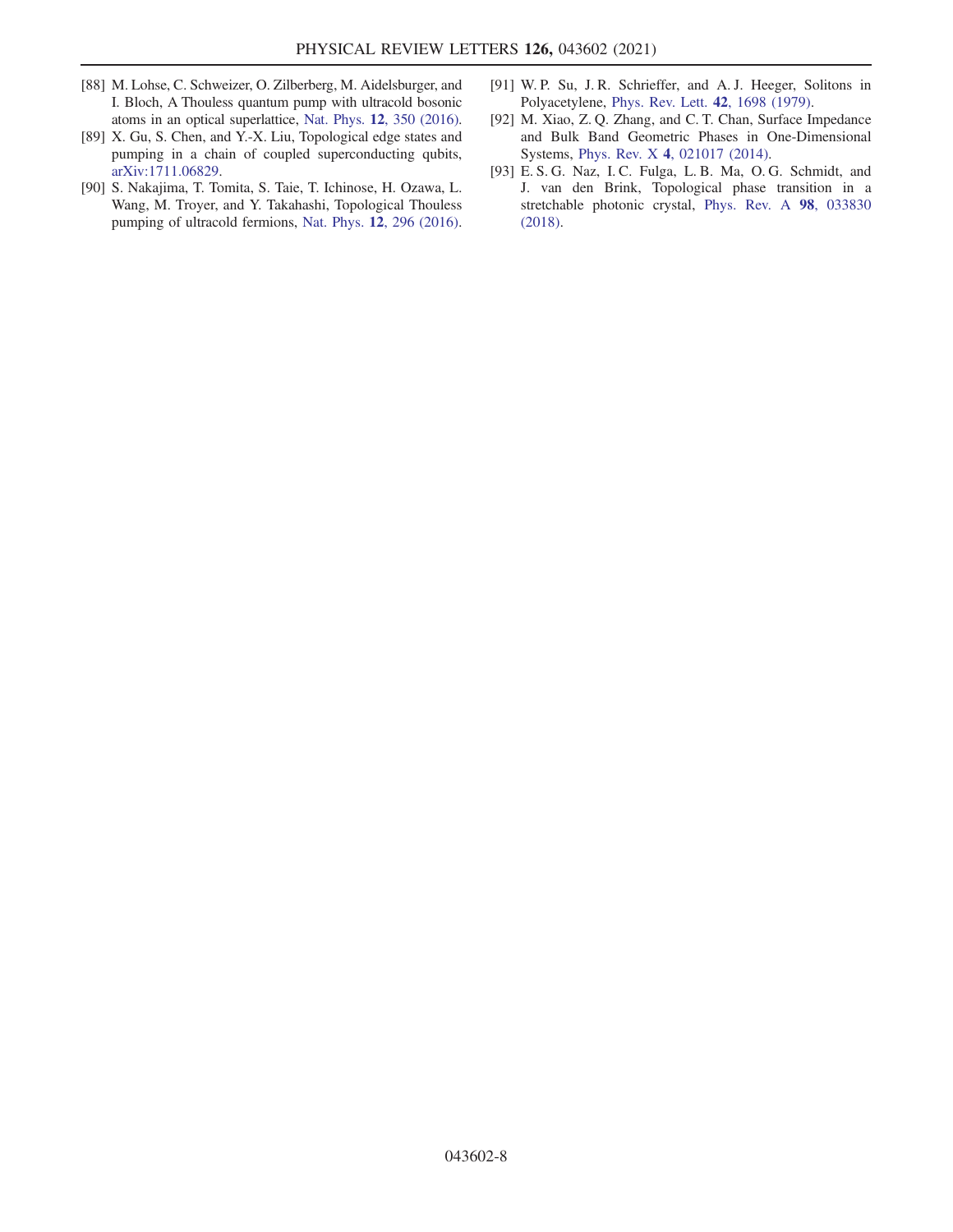[88] M. Lohse, C. Schweizer, O. Zilberberg, M. Aidelsburger, and I. Bloch, A Thouless quantum pump with ultracold bosonic atoms in an optical superlattice, Nat. Phys. **12**, 350 (2016).

[89] X. Gu, S. Chen, and Y.-X. Liu, Topological edge states and pumping in a chain of coupled superconducting qubits, arXiv:1711.06829.

[90] S. Nakajima, T. Tomita, S. Taie, T. Ichinose, H. Ozawa, L. Wang, M. Troyer, and Y. Takahashi, Topological Thouless pumping of ultracold fermions, Nat. Phys. **12**, 296 (2016).

[91] W. P. Su, J. R. Schrieffer, and A. J. Heeger, Solitons in Polyacetylene, Phys. Rev. Lett. **42**, 1698 (1979).

[92] M. Xiao, Z. Q. Zhang, and C. T. Chan, Surface Impedance and Bulk Band Geometric Phases in One-Dimensional Systems, Phys. Rev. X **4**, 021017 (2014).

[93] E. S. G. Naz, I. C. Fulga, L. B. Ma, O. G. Schmidt, and J. van den Brink, Topological phase transition in a stretchable photonic crystal, Phys. Rev. A **98**, 033830 (2018).